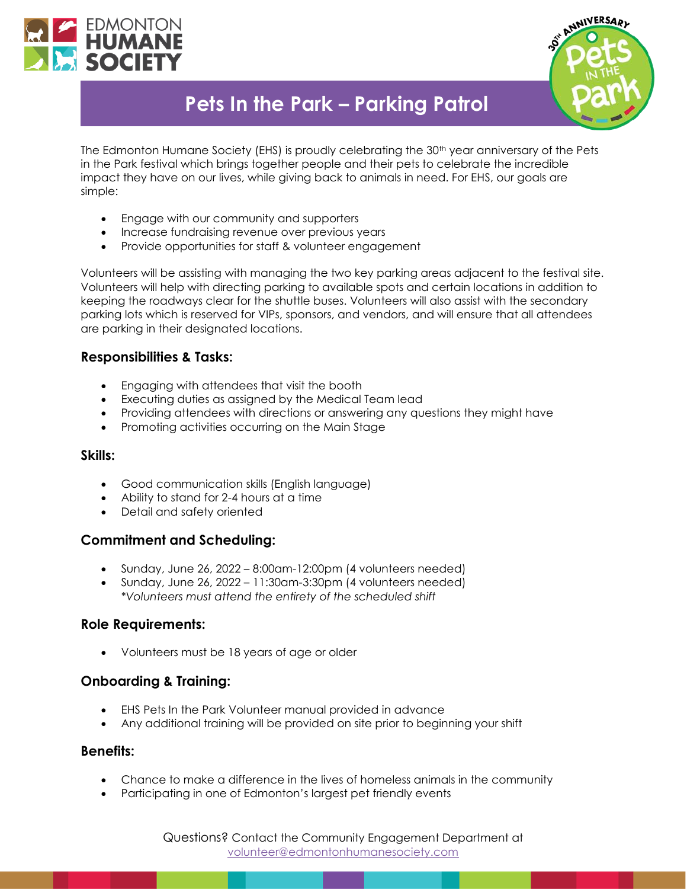# Pets In the Park – Parking Patrol

The Edmonton Humane Society (EHS) is proudly celebrating the 30th year anniversary of the Pets in the Park festival which brings together people and their pets to celebrate the incredible impact they have on our lives, while giving back to animals in need. For EHS, our goals are simple:

- Engage with our community and supporters
- Increase fundraising revenue over previous years
- Provide opportunities for staff & volunteer engagement

Volunteers will be assisting with managing the two key parking areas adjacent to the festival site. Volunteers will help with directing parking to available spots and certain locations in addition to keeping the roadways clear for the shuttle buses. Volunteers will also assist with the secondary parking lots which is reserved for VIPs, sponsors, and vendors, and will ensure that all attendees are parking in their designated locations.

## Responsibilities & Tasks:

- Engaging with attendees that visit the booth
- Executing duties as assigned by the Medical Team lead
- Providing attendees with directions or answering any questions they might have
- Promoting activities occurring on the Main Stage

## Skills:

- Good communication skills (English language)
- Ability to stand for 2-4 hours at a time
- Detail and safety oriented

## Commitment and Scheduling:

- Sunday, June 26, 2022 – 8:00am-12:00pm (4 volunteers needed)
- Sunday, June 26, 2022 – 11:30am-3:30pm (4 volunteers needed)
  *\*Volunteers must attend the entirety of the scheduled shift*

## Role Requirements:

- Volunteers must be 18 years of age or older

## Onboarding & Training:

- EHS Pets In the Park Volunteer manual provided in advance
- Any additional training will be provided on site prior to beginning your shift

## Benefits:

- Chance to make a difference in the lives of homeless animals in the community
- Participating in one of Edmonton's largest pet friendly events

Questions? Contact the Community Engagement Department at volunteer@edmontonhumanesociety.com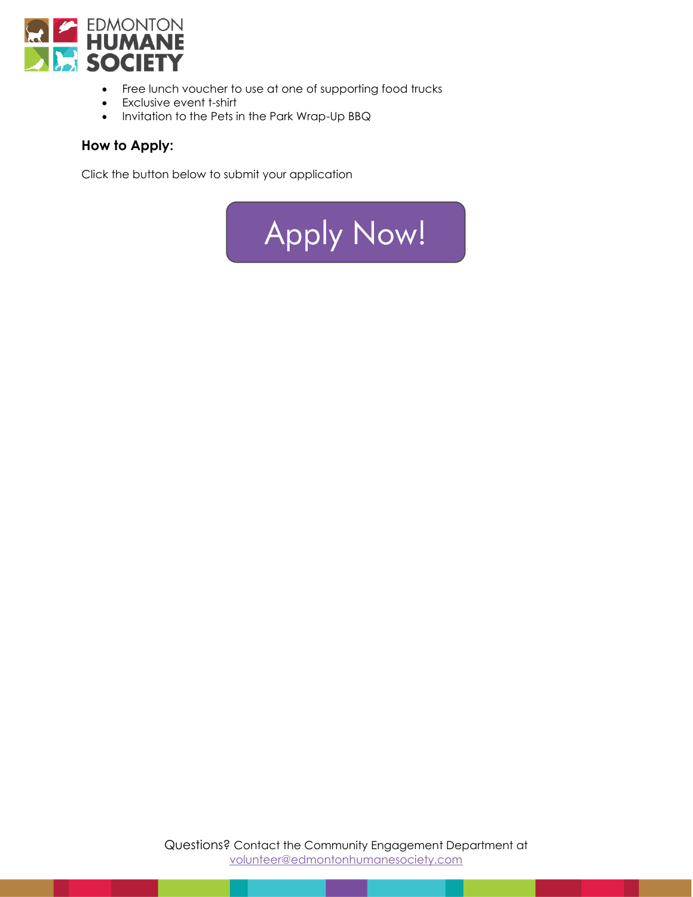- Free lunch voucher to use at one of supporting food trucks
- Exclusive event t-shirt
- Invitation to the Pets in the Park Wrap-Up BBQ

**How to Apply:**

Click the button below to submit your application

Apply Now!

Questions? Contact the Community Engagement Department at
volunteer@edmontonhumanesociety.com